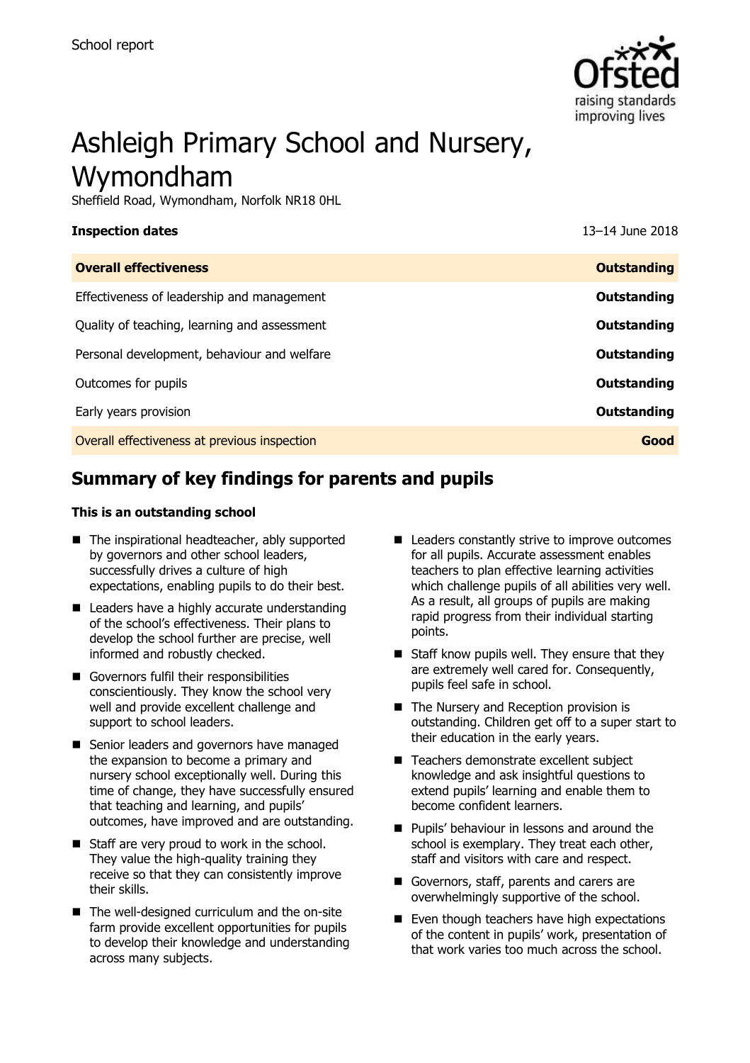School report

# Ashleigh Primary School and Nursery, Wymondham

Sheffield Road, Wymondham, Norfolk NR18 0HL

| **Inspection dates** | 13–14 June 2018 |
|---|---|
| **Overall effectiveness** | **Outstanding** |
| Effectiveness of leadership and management | **Outstanding** |
| Quality of teaching, learning and assessment | **Outstanding** |
| Personal development, behaviour and welfare | **Outstanding** |
| Outcomes for pupils | **Outstanding** |
| Early years provision | **Outstanding** |
| Overall effectiveness at previous inspection | **Good** |

## Summary of key findings for parents and pupils

**This is an outstanding school**

- The inspirational headteacher, ably supported by governors and other school leaders, successfully drives a culture of high expectations, enabling pupils to do their best.
- Leaders have a highly accurate understanding of the school's effectiveness. Their plans to develop the school further are precise, well informed and robustly checked.
- Governors fulfil their responsibilities conscientiously. They know the school very well and provide excellent challenge and support to school leaders.
- Senior leaders and governors have managed the expansion to become a primary and nursery school exceptionally well. During this time of change, they have successfully ensured that teaching and learning, and pupils' outcomes, have improved and are outstanding.
- Staff are very proud to work in the school. They value the high-quality training they receive so that they can consistently improve their skills.
- The well-designed curriculum and the on-site farm provide excellent opportunities for pupils to develop their knowledge and understanding across many subjects.
- Leaders constantly strive to improve outcomes for all pupils. Accurate assessment enables teachers to plan effective learning activities which challenge pupils of all abilities very well. As a result, all groups of pupils are making rapid progress from their individual starting points.
- Staff know pupils well. They ensure that they are extremely well cared for. Consequently, pupils feel safe in school.
- The Nursery and Reception provision is outstanding. Children get off to a super start to their education in the early years.
- Teachers demonstrate excellent subject knowledge and ask insightful questions to extend pupils' learning and enable them to become confident learners.
- Pupils' behaviour in lessons and around the school is exemplary. They treat each other, staff and visitors with care and respect.
- Governors, staff, parents and carers are overwhelmingly supportive of the school.
- Even though teachers have high expectations of the content in pupils' work, presentation of that work varies too much across the school.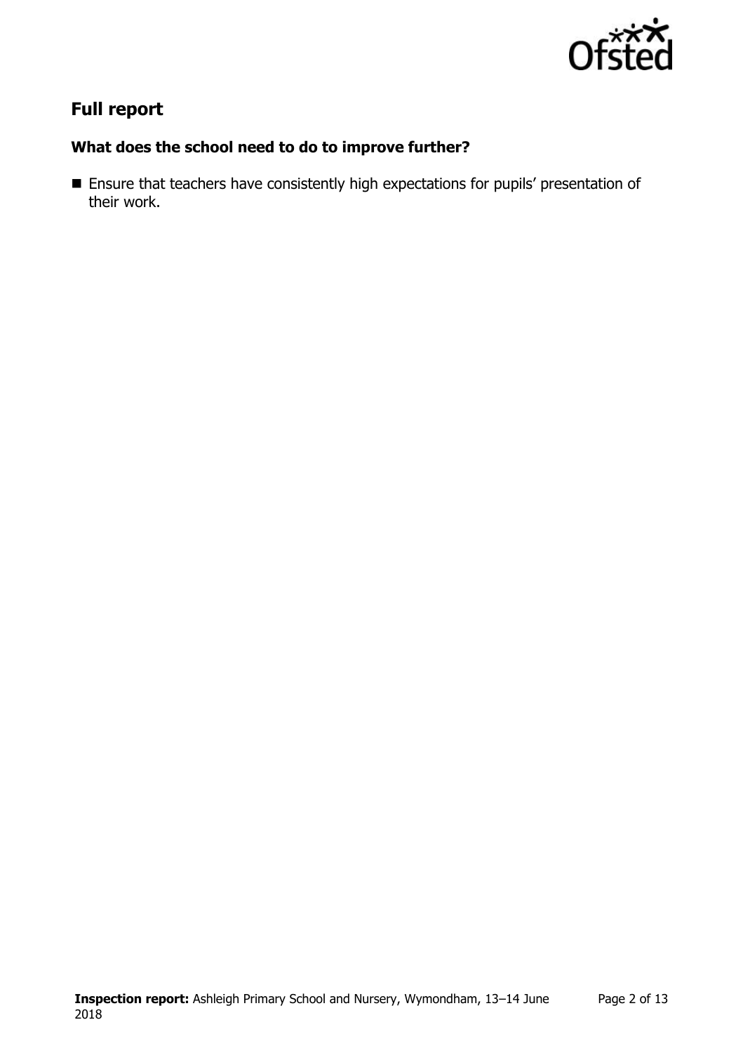## Full report

### What does the school need to do to improve further?

- Ensure that teachers have consistently high expectations for pupils' presentation of their work.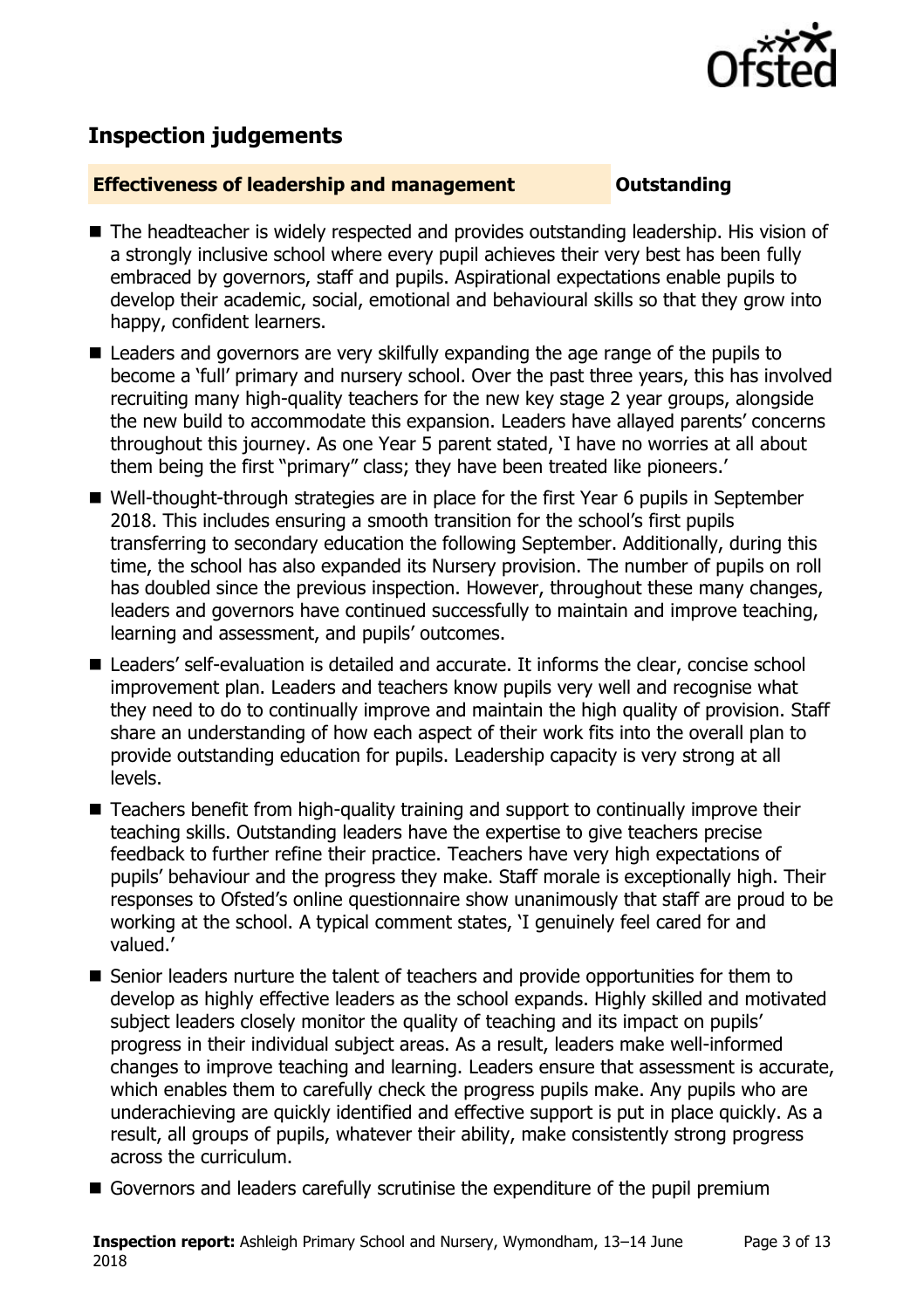## Inspection judgements

**Effectiveness of leadership and management** **Outstanding**

- The headteacher is widely respected and provides outstanding leadership. His vision of a strongly inclusive school where every pupil achieves their very best has been fully embraced by governors, staff and pupils. Aspirational expectations enable pupils to develop their academic, social, emotional and behavioural skills so that they grow into happy, confident learners.
- Leaders and governors are very skilfully expanding the age range of the pupils to become a 'full' primary and nursery school. Over the past three years, this has involved recruiting many high-quality teachers for the new key stage 2 year groups, alongside the new build to accommodate this expansion. Leaders have allayed parents' concerns throughout this journey. As one Year 5 parent stated, 'I have no worries at all about them being the first "primary" class; they have been treated like pioneers.'
- Well-thought-through strategies are in place for the first Year 6 pupils in September 2018. This includes ensuring a smooth transition for the school's first pupils transferring to secondary education the following September. Additionally, during this time, the school has also expanded its Nursery provision. The number of pupils on roll has doubled since the previous inspection. However, throughout these many changes, leaders and governors have continued successfully to maintain and improve teaching, learning and assessment, and pupils' outcomes.
- Leaders' self-evaluation is detailed and accurate. It informs the clear, concise school improvement plan. Leaders and teachers know pupils very well and recognise what they need to do to continually improve and maintain the high quality of provision. Staff share an understanding of how each aspect of their work fits into the overall plan to provide outstanding education for pupils. Leadership capacity is very strong at all levels.
- Teachers benefit from high-quality training and support to continually improve their teaching skills. Outstanding leaders have the expertise to give teachers precise feedback to further refine their practice. Teachers have very high expectations of pupils' behaviour and the progress they make. Staff morale is exceptionally high. Their responses to Ofsted's online questionnaire show unanimously that staff are proud to be working at the school. A typical comment states, 'I genuinely feel cared for and valued.'
- Senior leaders nurture the talent of teachers and provide opportunities for them to develop as highly effective leaders as the school expands. Highly skilled and motivated subject leaders closely monitor the quality of teaching and its impact on pupils' progress in their individual subject areas. As a result, leaders make well-informed changes to improve teaching and learning. Leaders ensure that assessment is accurate, which enables them to carefully check the progress pupils make. Any pupils who are underachieving are quickly identified and effective support is put in place quickly. As a result, all groups of pupils, whatever their ability, make consistently strong progress across the curriculum.
- Governors and leaders carefully scrutinise the expenditure of the pupil premium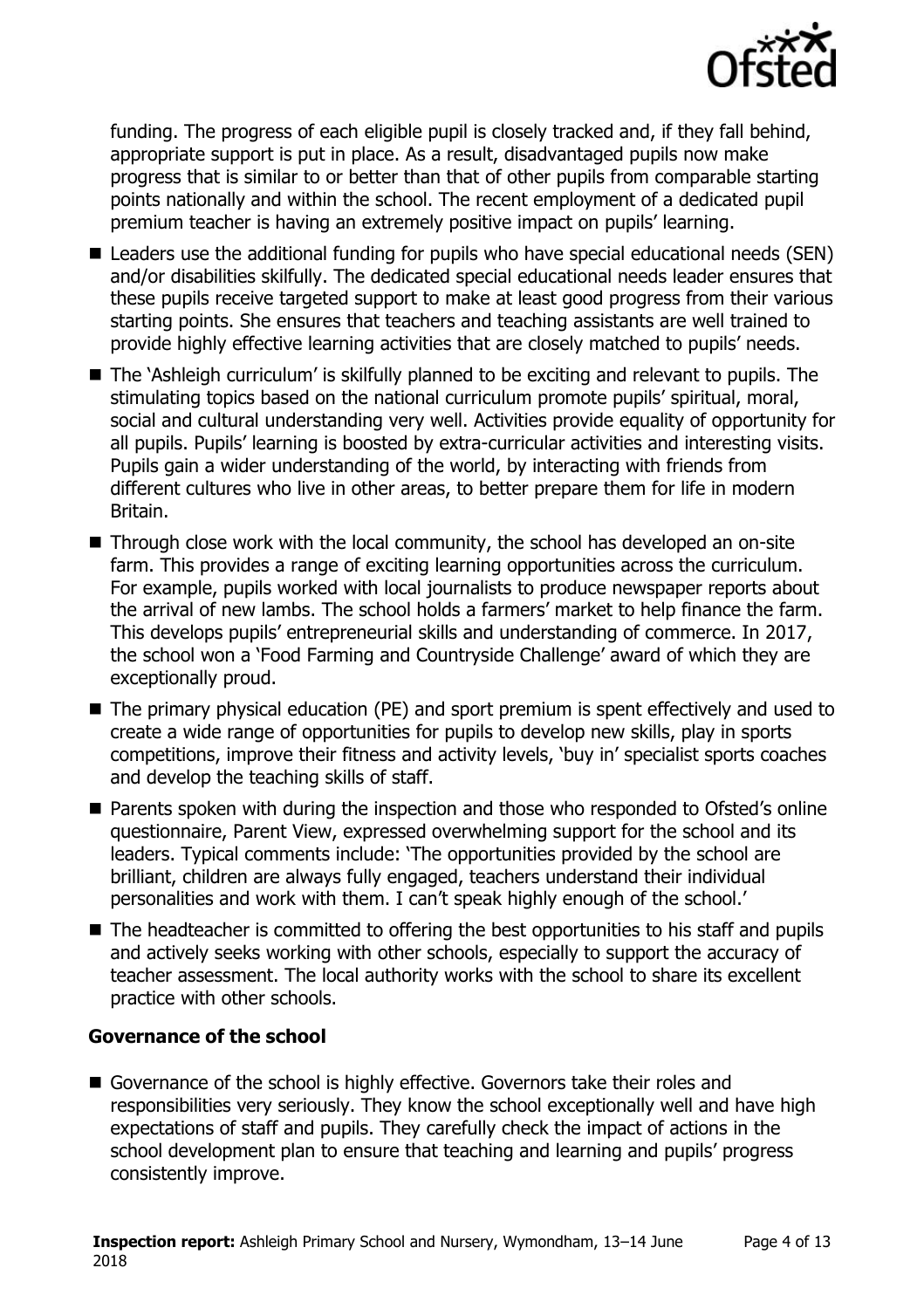funding. The progress of each eligible pupil is closely tracked and, if they fall behind, appropriate support is put in place. As a result, disadvantaged pupils now make progress that is similar to or better than that of other pupils from comparable starting points nationally and within the school. The recent employment of a dedicated pupil premium teacher is having an extremely positive impact on pupils' learning.

- Leaders use the additional funding for pupils who have special educational needs (SEN) and/or disabilities skilfully. The dedicated special educational needs leader ensures that these pupils receive targeted support to make at least good progress from their various starting points. She ensures that teachers and teaching assistants are well trained to provide highly effective learning activities that are closely matched to pupils' needs.
- The 'Ashleigh curriculum' is skilfully planned to be exciting and relevant to pupils. The stimulating topics based on the national curriculum promote pupils' spiritual, moral, social and cultural understanding very well. Activities provide equality of opportunity for all pupils. Pupils' learning is boosted by extra-curricular activities and interesting visits. Pupils gain a wider understanding of the world, by interacting with friends from different cultures who live in other areas, to better prepare them for life in modern Britain.
- Through close work with the local community, the school has developed an on-site farm. This provides a range of exciting learning opportunities across the curriculum. For example, pupils worked with local journalists to produce newspaper reports about the arrival of new lambs. The school holds a farmers' market to help finance the farm. This develops pupils' entrepreneurial skills and understanding of commerce. In 2017, the school won a 'Food Farming and Countryside Challenge' award of which they are exceptionally proud.
- The primary physical education (PE) and sport premium is spent effectively and used to create a wide range of opportunities for pupils to develop new skills, play in sports competitions, improve their fitness and activity levels, 'buy in' specialist sports coaches and develop the teaching skills of staff.
- Parents spoken with during the inspection and those who responded to Ofsted's online questionnaire, Parent View, expressed overwhelming support for the school and its leaders. Typical comments include: 'The opportunities provided by the school are brilliant, children are always fully engaged, teachers understand their individual personalities and work with them. I can't speak highly enough of the school.'
- The headteacher is committed to offering the best opportunities to his staff and pupils and actively seeks working with other schools, especially to support the accuracy of teacher assessment. The local authority works with the school to share its excellent practice with other schools.

### Governance of the school

- Governance of the school is highly effective. Governors take their roles and responsibilities very seriously. They know the school exceptionally well and have high expectations of staff and pupils. They carefully check the impact of actions in the school development plan to ensure that teaching and learning and pupils' progress consistently improve.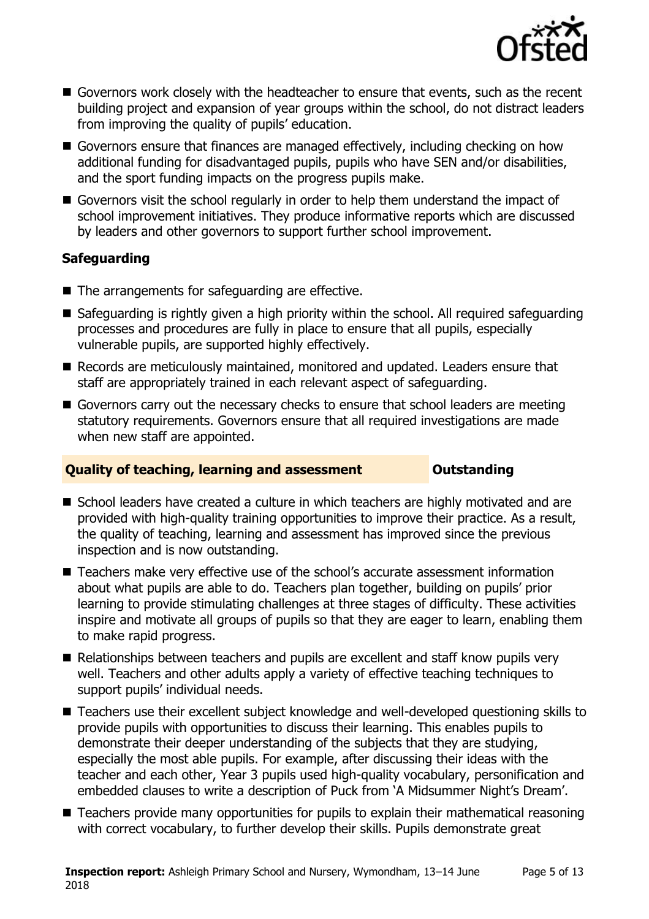- Governors work closely with the headteacher to ensure that events, such as the recent building project and expansion of year groups within the school, do not distract leaders from improving the quality of pupils' education.
- Governors ensure that finances are managed effectively, including checking on how additional funding for disadvantaged pupils, pupils who have SEN and/or disabilities, and the sport funding impacts on the progress pupils make.
- Governors visit the school regularly in order to help them understand the impact of school improvement initiatives. They produce informative reports which are discussed by leaders and other governors to support further school improvement.

### Safeguarding

- The arrangements for safeguarding are effective.
- Safeguarding is rightly given a high priority within the school. All required safeguarding processes and procedures are fully in place to ensure that all pupils, especially vulnerable pupils, are supported highly effectively.
- Records are meticulously maintained, monitored and updated. Leaders ensure that staff are appropriately trained in each relevant aspect of safeguarding.
- Governors carry out the necessary checks to ensure that school leaders are meeting statutory requirements. Governors ensure that all required investigations are made when new staff are appointed.

## Quality of teaching, learning and assessment — Outstanding

- School leaders have created a culture in which teachers are highly motivated and are provided with high-quality training opportunities to improve their practice. As a result, the quality of teaching, learning and assessment has improved since the previous inspection and is now outstanding.
- Teachers make very effective use of the school's accurate assessment information about what pupils are able to do. Teachers plan together, building on pupils' prior learning to provide stimulating challenges at three stages of difficulty. These activities inspire and motivate all groups of pupils so that they are eager to learn, enabling them to make rapid progress.
- Relationships between teachers and pupils are excellent and staff know pupils very well. Teachers and other adults apply a variety of effective teaching techniques to support pupils' individual needs.
- Teachers use their excellent subject knowledge and well-developed questioning skills to provide pupils with opportunities to discuss their learning. This enables pupils to demonstrate their deeper understanding of the subjects that they are studying, especially the most able pupils. For example, after discussing their ideas with the teacher and each other, Year 3 pupils used high-quality vocabulary, personification and embedded clauses to write a description of Puck from 'A Midsummer Night's Dream'.
- Teachers provide many opportunities for pupils to explain their mathematical reasoning with correct vocabulary, to further develop their skills. Pupils demonstrate great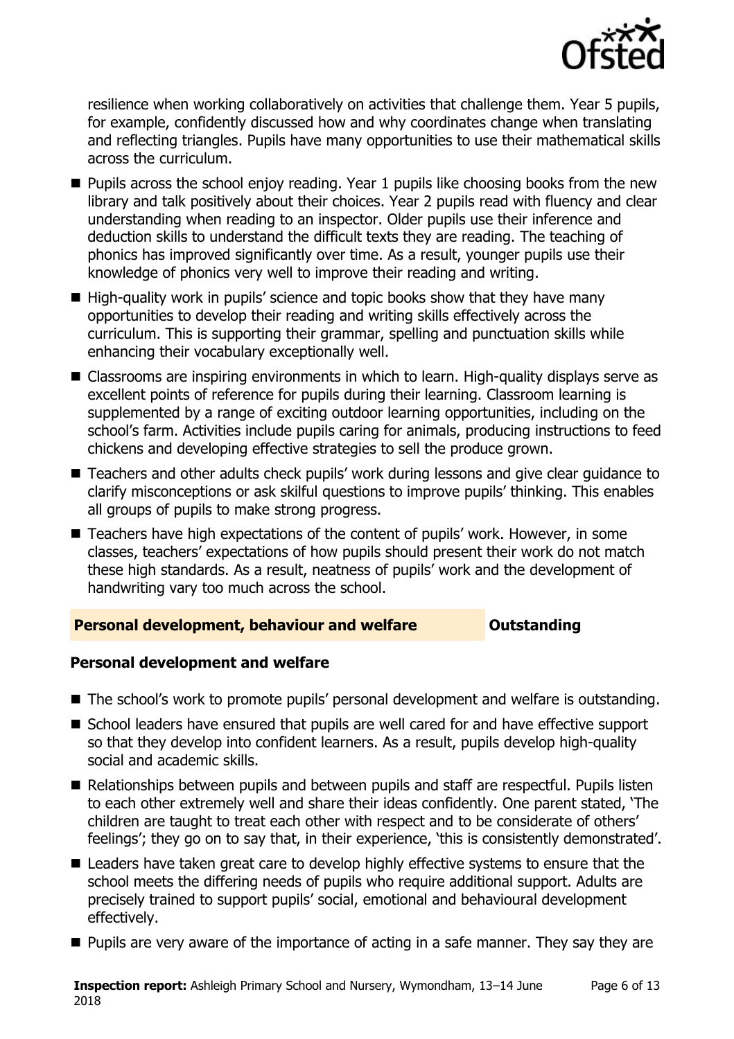resilience when working collaboratively on activities that challenge them. Year 5 pupils, for example, confidently discussed how and why coordinates change when translating and reflecting triangles. Pupils have many opportunities to use their mathematical skills across the curriculum.

- Pupils across the school enjoy reading. Year 1 pupils like choosing books from the new library and talk positively about their choices. Year 2 pupils read with fluency and clear understanding when reading to an inspector. Older pupils use their inference and deduction skills to understand the difficult texts they are reading. The teaching of phonics has improved significantly over time. As a result, younger pupils use their knowledge of phonics very well to improve their reading and writing.
- High-quality work in pupils' science and topic books show that they have many opportunities to develop their reading and writing skills effectively across the curriculum. This is supporting their grammar, spelling and punctuation skills while enhancing their vocabulary exceptionally well.
- Classrooms are inspiring environments in which to learn. High-quality displays serve as excellent points of reference for pupils during their learning. Classroom learning is supplemented by a range of exciting outdoor learning opportunities, including on the school's farm. Activities include pupils caring for animals, producing instructions to feed chickens and developing effective strategies to sell the produce grown.
- Teachers and other adults check pupils' work during lessons and give clear guidance to clarify misconceptions or ask skilful questions to improve pupils' thinking. This enables all groups of pupils to make strong progress.
- Teachers have high expectations of the content of pupils' work. However, in some classes, teachers' expectations of how pupils should present their work do not match these high standards. As a result, neatness of pupils' work and the development of handwriting vary too much across the school.

## Personal development, behaviour and welfare — Outstanding

### Personal development and welfare

- The school's work to promote pupils' personal development and welfare is outstanding.
- School leaders have ensured that pupils are well cared for and have effective support so that they develop into confident learners. As a result, pupils develop high-quality social and academic skills.
- Relationships between pupils and between pupils and staff are respectful. Pupils listen to each other extremely well and share their ideas confidently. One parent stated, 'The children are taught to treat each other with respect and to be considerate of others' feelings'; they go on to say that, in their experience, 'this is consistently demonstrated'.
- Leaders have taken great care to develop highly effective systems to ensure that the school meets the differing needs of pupils who require additional support. Adults are precisely trained to support pupils' social, emotional and behavioural development effectively.
- Pupils are very aware of the importance of acting in a safe manner. They say they are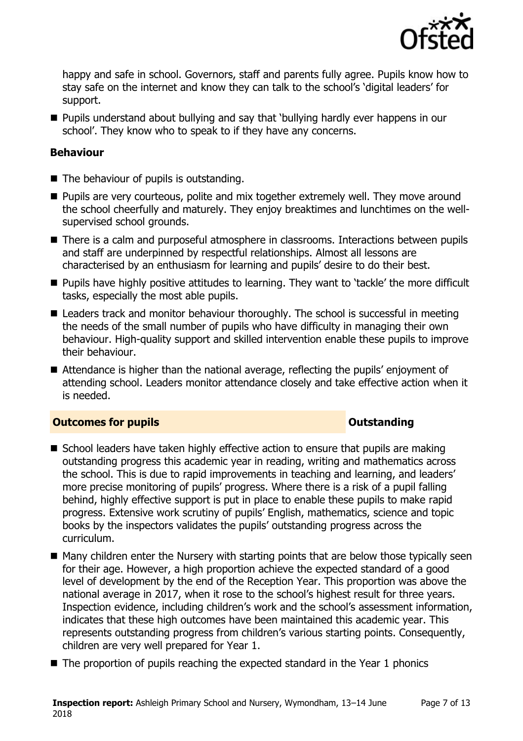happy and safe in school. Governors, staff and parents fully agree. Pupils know how to stay safe on the internet and know they can talk to the school's 'digital leaders' for support.

- Pupils understand about bullying and say that 'bullying hardly ever happens in our school'. They know who to speak to if they have any concerns.

**Behaviour**

- The behaviour of pupils is outstanding.
- Pupils are very courteous, polite and mix together extremely well. They move around the school cheerfully and maturely. They enjoy breaktimes and lunchtimes on the well-supervised school grounds.
- There is a calm and purposeful atmosphere in classrooms. Interactions between pupils and staff are underpinned by respectful relationships. Almost all lessons are characterised by an enthusiasm for learning and pupils' desire to do their best.
- Pupils have highly positive attitudes to learning. They want to 'tackle' the more difficult tasks, especially the most able pupils.
- Leaders track and monitor behaviour thoroughly. The school is successful in meeting the needs of the small number of pupils who have difficulty in managing their own behaviour. High-quality support and skilled intervention enable these pupils to improve their behaviour.
- Attendance is higher than the national average, reflecting the pupils' enjoyment of attending school. Leaders monitor attendance closely and take effective action when it is needed.

## Outcomes for pupils — Outstanding

- School leaders have taken highly effective action to ensure that pupils are making outstanding progress this academic year in reading, writing and mathematics across the school. This is due to rapid improvements in teaching and learning, and leaders' more precise monitoring of pupils' progress. Where there is a risk of a pupil falling behind, highly effective support is put in place to enable these pupils to make rapid progress. Extensive work scrutiny of pupils' English, mathematics, science and topic books by the inspectors validates the pupils' outstanding progress across the curriculum.
- Many children enter the Nursery with starting points that are below those typically seen for their age. However, a high proportion achieve the expected standard of a good level of development by the end of the Reception Year. This proportion was above the national average in 2017, when it rose to the school's highest result for three years. Inspection evidence, including children's work and the school's assessment information, indicates that these high outcomes have been maintained this academic year. This represents outstanding progress from children's various starting points. Consequently, children are very well prepared for Year 1.
- The proportion of pupils reaching the expected standard in the Year 1 phonics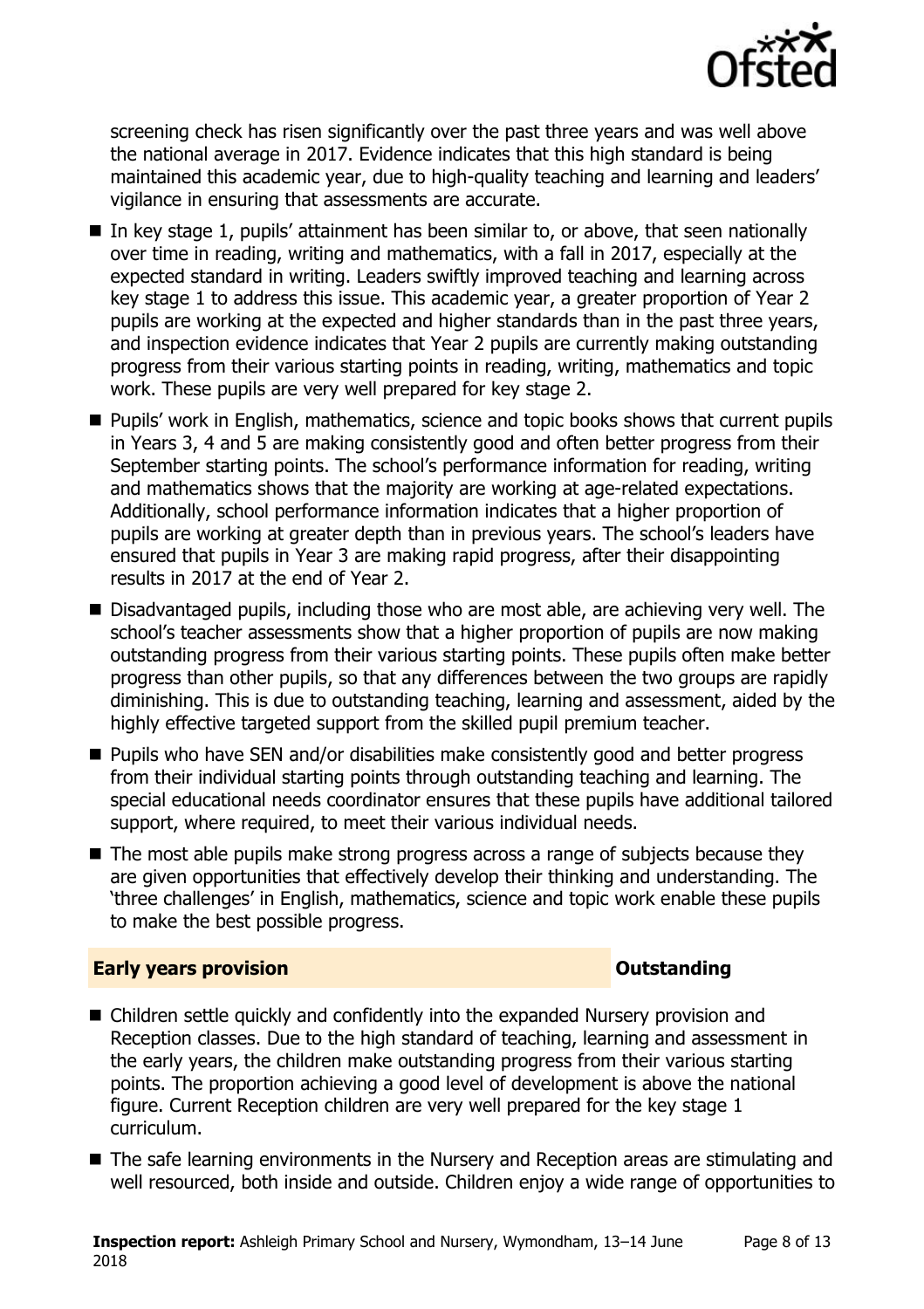screening check has risen significantly over the past three years and was well above the national average in 2017. Evidence indicates that this high standard is being maintained this academic year, due to high-quality teaching and learning and leaders' vigilance in ensuring that assessments are accurate.

- In key stage 1, pupils' attainment has been similar to, or above, that seen nationally over time in reading, writing and mathematics, with a fall in 2017, especially at the expected standard in writing. Leaders swiftly improved teaching and learning across key stage 1 to address this issue. This academic year, a greater proportion of Year 2 pupils are working at the expected and higher standards than in the past three years, and inspection evidence indicates that Year 2 pupils are currently making outstanding progress from their various starting points in reading, writing, mathematics and topic work. These pupils are very well prepared for key stage 2.
- Pupils' work in English, mathematics, science and topic books shows that current pupils in Years 3, 4 and 5 are making consistently good and often better progress from their September starting points. The school's performance information for reading, writing and mathematics shows that the majority are working at age-related expectations. Additionally, school performance information indicates that a higher proportion of pupils are working at greater depth than in previous years. The school's leaders have ensured that pupils in Year 3 are making rapid progress, after their disappointing results in 2017 at the end of Year 2.
- Disadvantaged pupils, including those who are most able, are achieving very well. The school's teacher assessments show that a higher proportion of pupils are now making outstanding progress from their various starting points. These pupils often make better progress than other pupils, so that any differences between the two groups are rapidly diminishing. This is due to outstanding teaching, learning and assessment, aided by the highly effective targeted support from the skilled pupil premium teacher.
- Pupils who have SEN and/or disabilities make consistently good and better progress from their individual starting points through outstanding teaching and learning. The special educational needs coordinator ensures that these pupils have additional tailored support, where required, to meet their various individual needs.
- The most able pupils make strong progress across a range of subjects because they are given opportunities that effectively develop their thinking and understanding. The 'three challenges' in English, mathematics, science and topic work enable these pupils to make the best possible progress.

## Early years provision — Outstanding

- Children settle quickly and confidently into the expanded Nursery provision and Reception classes. Due to the high standard of teaching, learning and assessment in the early years, the children make outstanding progress from their various starting points. The proportion achieving a good level of development is above the national figure. Current Reception children are very well prepared for the key stage 1 curriculum.
- The safe learning environments in the Nursery and Reception areas are stimulating and well resourced, both inside and outside. Children enjoy a wide range of opportunities to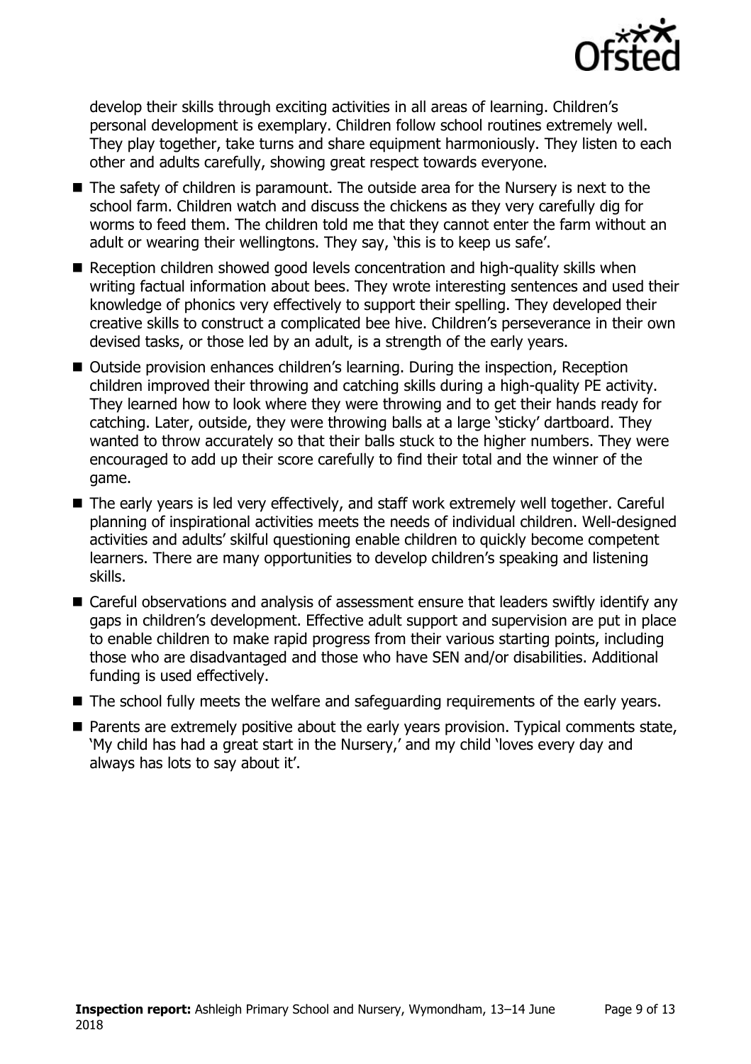develop their skills through exciting activities in all areas of learning. Children's personal development is exemplary. Children follow school routines extremely well. They play together, take turns and share equipment harmoniously. They listen to each other and adults carefully, showing great respect towards everyone.

- The safety of children is paramount. The outside area for the Nursery is next to the school farm. Children watch and discuss the chickens as they very carefully dig for worms to feed them. The children told me that they cannot enter the farm without an adult or wearing their wellingtons. They say, 'this is to keep us safe'.
- Reception children showed good levels concentration and high-quality skills when writing factual information about bees. They wrote interesting sentences and used their knowledge of phonics very effectively to support their spelling. They developed their creative skills to construct a complicated bee hive. Children's perseverance in their own devised tasks, or those led by an adult, is a strength of the early years.
- Outside provision enhances children's learning. During the inspection, Reception children improved their throwing and catching skills during a high-quality PE activity. They learned how to look where they were throwing and to get their hands ready for catching. Later, outside, they were throwing balls at a large 'sticky' dartboard. They wanted to throw accurately so that their balls stuck to the higher numbers. They were encouraged to add up their score carefully to find their total and the winner of the game.
- The early years is led very effectively, and staff work extremely well together. Careful planning of inspirational activities meets the needs of individual children. Well-designed activities and adults' skilful questioning enable children to quickly become competent learners. There are many opportunities to develop children's speaking and listening skills.
- Careful observations and analysis of assessment ensure that leaders swiftly identify any gaps in children's development. Effective adult support and supervision are put in place to enable children to make rapid progress from their various starting points, including those who are disadvantaged and those who have SEN and/or disabilities. Additional funding is used effectively.
- The school fully meets the welfare and safeguarding requirements of the early years.
- Parents are extremely positive about the early years provision. Typical comments state, 'My child has had a great start in the Nursery,' and my child 'loves every day and always has lots to say about it'.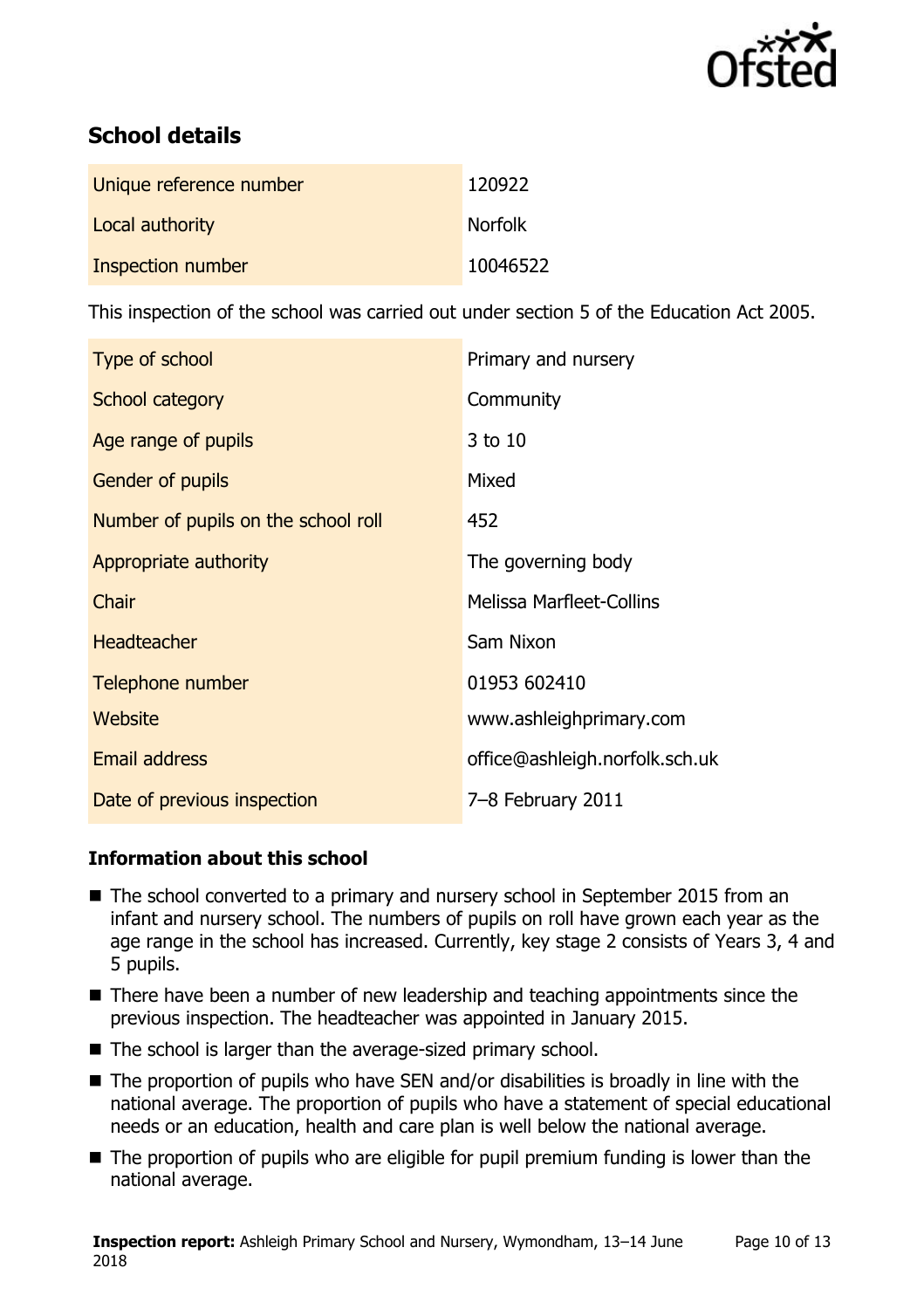## School details

| | |
|---|---|
| Unique reference number | 120922 |
| Local authority | Norfolk |
| Inspection number | 10046522 |

This inspection of the school was carried out under section 5 of the Education Act 2005.

| | |
|---|---|
| Type of school | Primary and nursery |
| School category | Community |
| Age range of pupils | 3 to 10 |
| Gender of pupils | Mixed |
| Number of pupils on the school roll | 452 |
| Appropriate authority | The governing body |
| Chair | Melissa Marfleet-Collins |
| Headteacher | Sam Nixon |
| Telephone number | 01953 602410 |
| Website | www.ashleighprimary.com |
| Email address | office@ashleigh.norfolk.sch.uk |
| Date of previous inspection | 7–8 February 2011 |

### Information about this school

- The school converted to a primary and nursery school in September 2015 from an infant and nursery school. The numbers of pupils on roll have grown each year as the age range in the school has increased. Currently, key stage 2 consists of Years 3, 4 and 5 pupils.
- There have been a number of new leadership and teaching appointments since the previous inspection. The headteacher was appointed in January 2015.
- The school is larger than the average-sized primary school.
- The proportion of pupils who have SEN and/or disabilities is broadly in line with the national average. The proportion of pupils who have a statement of special educational needs or an education, health and care plan is well below the national average.
- The proportion of pupils who are eligible for pupil premium funding is lower than the national average.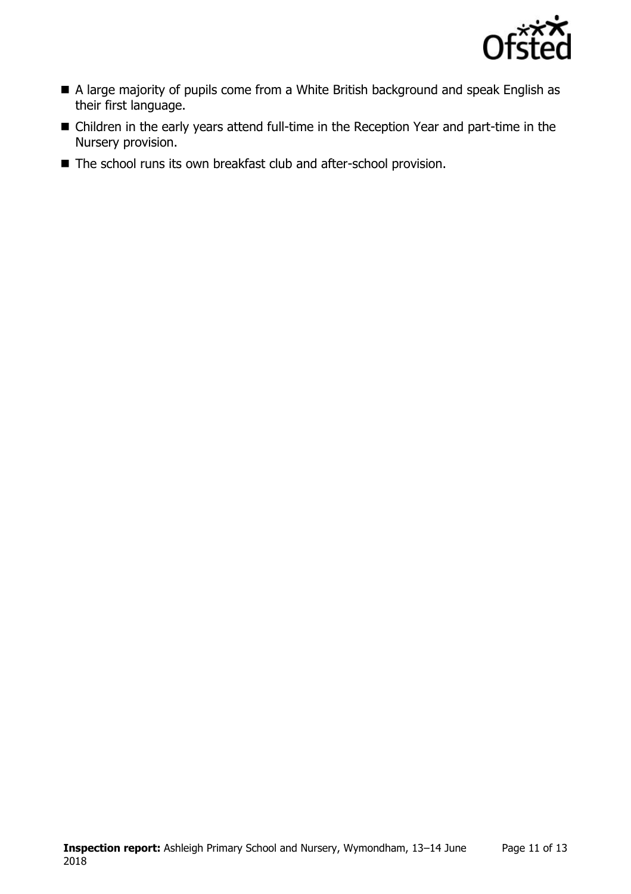- A large majority of pupils come from a White British background and speak English as their first language.
- Children in the early years attend full-time in the Reception Year and part-time in the Nursery provision.
- The school runs its own breakfast club and after-school provision.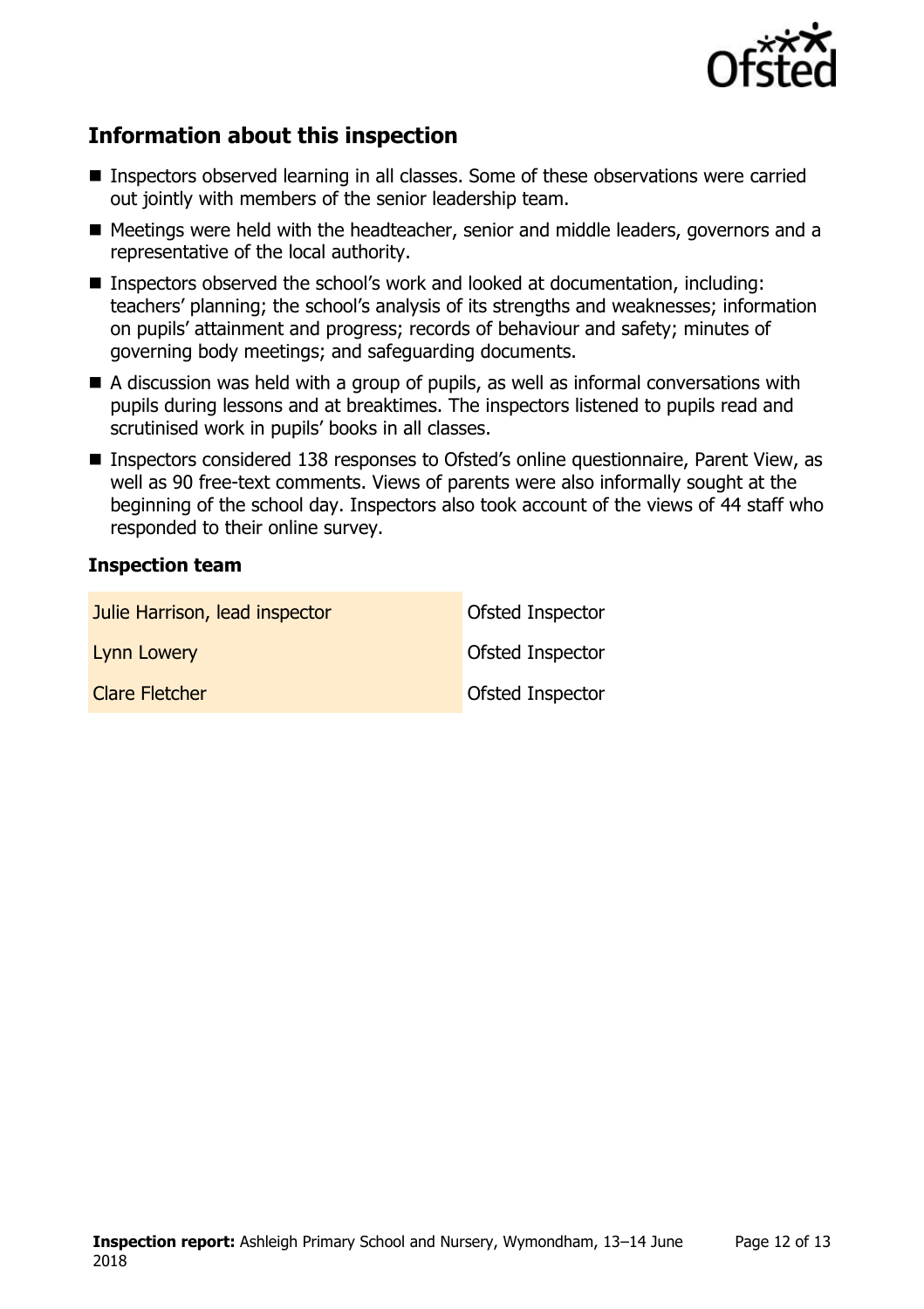## Information about this inspection

- Inspectors observed learning in all classes. Some of these observations were carried out jointly with members of the senior leadership team.
- Meetings were held with the headteacher, senior and middle leaders, governors and a representative of the local authority.
- Inspectors observed the school's work and looked at documentation, including: teachers' planning; the school's analysis of its strengths and weaknesses; information on pupils' attainment and progress; records of behaviour and safety; minutes of governing body meetings; and safeguarding documents.
- A discussion was held with a group of pupils, as well as informal conversations with pupils during lessons and at breaktimes. The inspectors listened to pupils read and scrutinised work in pupils' books in all classes.
- Inspectors considered 138 responses to Ofsted's online questionnaire, Parent View, as well as 90 free-text comments. Views of parents were also informally sought at the beginning of the school day. Inspectors also took account of the views of 44 staff who responded to their online survey.

### Inspection team

| | |
|---|---|
| Julie Harrison, lead inspector | Ofsted Inspector |
| Lynn Lowery | Ofsted Inspector |
| Clare Fletcher | Ofsted Inspector |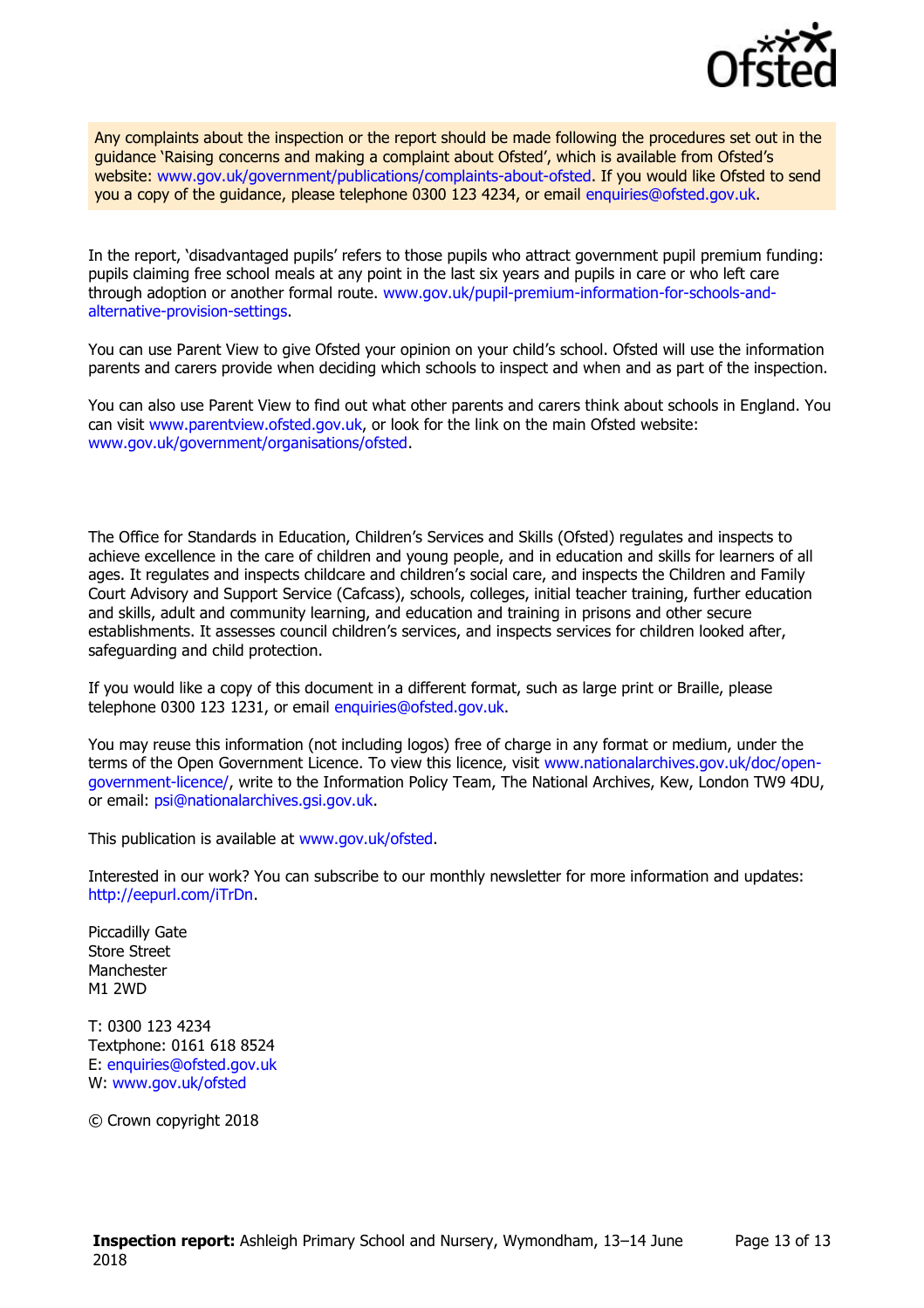Any complaints about the inspection or the report should be made following the procedures set out in the guidance 'Raising concerns and making a complaint about Ofsted', which is available from Ofsted's website: www.gov.uk/government/publications/complaints-about-ofsted. If you would like Ofsted to send you a copy of the guidance, please telephone 0300 123 4234, or email enquiries@ofsted.gov.uk.

In the report, 'disadvantaged pupils' refers to those pupils who attract government pupil premium funding: pupils claiming free school meals at any point in the last six years and pupils in care or who left care through adoption or another formal route. www.gov.uk/pupil-premium-information-for-schools-and-alternative-provision-settings.

You can use Parent View to give Ofsted your opinion on your child's school. Ofsted will use the information parents and carers provide when deciding which schools to inspect and when and as part of the inspection.

You can also use Parent View to find out what other parents and carers think about schools in England. You can visit www.parentview.ofsted.gov.uk, or look for the link on the main Ofsted website: www.gov.uk/government/organisations/ofsted.

The Office for Standards in Education, Children's Services and Skills (Ofsted) regulates and inspects to achieve excellence in the care of children and young people, and in education and skills for learners of all ages. It regulates and inspects childcare and children's social care, and inspects the Children and Family Court Advisory and Support Service (Cafcass), schools, colleges, initial teacher training, further education and skills, adult and community learning, and education and training in prisons and other secure establishments. It assesses council children's services, and inspects services for children looked after, safeguarding and child protection.

If you would like a copy of this document in a different format, such as large print or Braille, please telephone 0300 123 1231, or email enquiries@ofsted.gov.uk.

You may reuse this information (not including logos) free of charge in any format or medium, under the terms of the Open Government Licence. To view this licence, visit www.nationalarchives.gov.uk/doc/open-government-licence/, write to the Information Policy Team, The National Archives, Kew, London TW9 4DU, or email: psi@nationalarchives.gsi.gov.uk.

This publication is available at www.gov.uk/ofsted.

Interested in our work? You can subscribe to our monthly newsletter for more information and updates: http://eepurl.com/iTrDn.

Piccadilly Gate
Store Street
Manchester
M1 2WD

T: 0300 123 4234
Textphone: 0161 618 8524
E: enquiries@ofsted.gov.uk
W: www.gov.uk/ofsted

© Crown copyright 2018